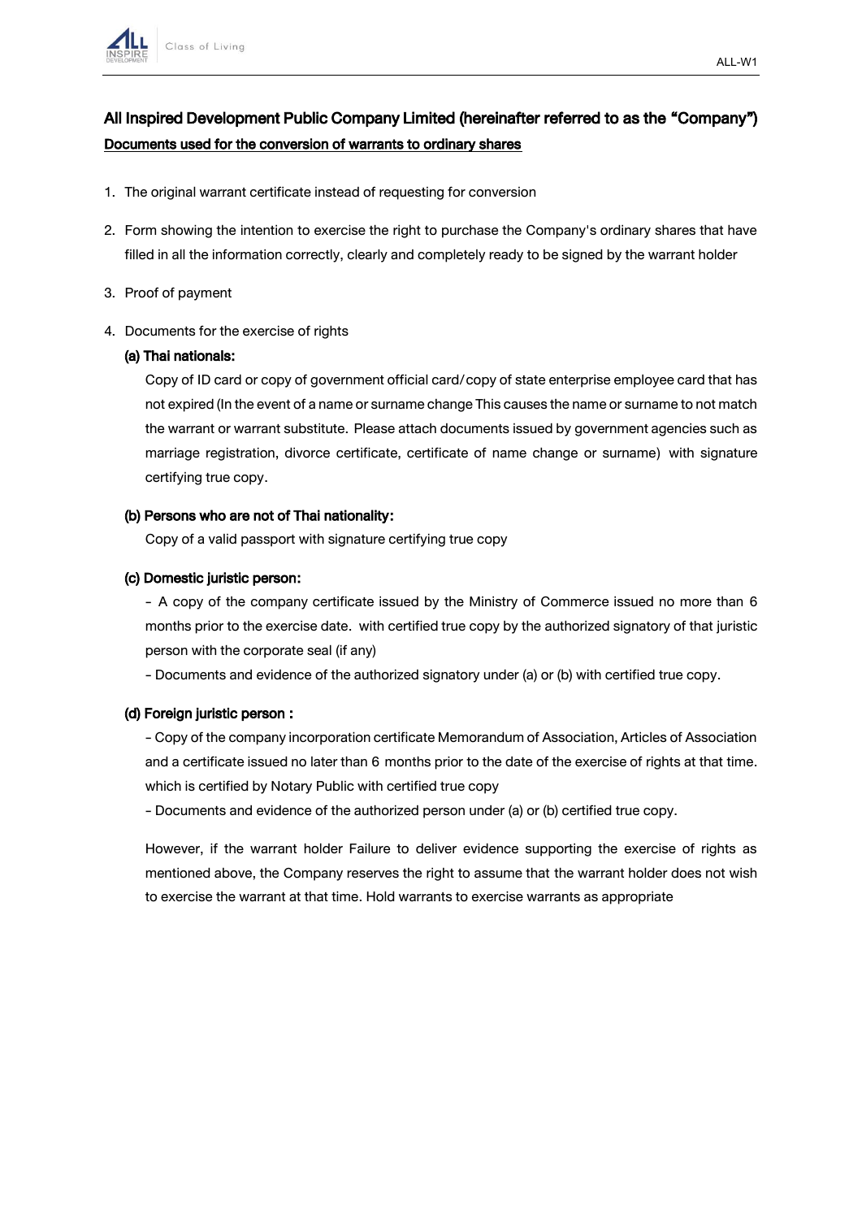# All Inspired Development Public Company Limited (hereinafter referred to as the "Company")

**Documents used for the conversion of warrants to ordinary shares**

1. The original warrant certificate instead of requesting for conversion
2. Form showing the intention to exercise the right to purchase the Company's ordinary shares that have filled in all the information correctly, clearly and completely ready to be signed by the warrant holder
3. Proof of payment
4. Documents for the exercise of rights

**(a) Thai nationals:**

Copy of ID card or copy of government official card/copy of state enterprise employee card that has not expired (In the event of a name or surname change This causes the name or surname to not match the warrant or warrant substitute. Please attach documents issued by government agencies such as marriage registration, divorce certificate, certificate of name change or surname) with signature certifying true copy.

**(b) Persons who are not of Thai nationality:**

Copy of a valid passport with signature certifying true copy

**(c) Domestic juristic person:**

- A copy of the company certificate issued by the Ministry of Commerce issued no more than 6 months prior to the exercise date. with certified true copy by the authorized signatory of that juristic person with the corporate seal (if any)
- Documents and evidence of the authorized signatory under (a) or (b) with certified true copy.

**(d) Foreign juristic person :**

- Copy of the company incorporation certificate Memorandum of Association, Articles of Association and a certificate issued no later than 6 months prior to the date of the exercise of rights at that time. which is certified by Notary Public with certified true copy
- Documents and evidence of the authorized person under (a) or (b) certified true copy.

However, if the warrant holder Failure to deliver evidence supporting the exercise of rights as mentioned above, the Company reserves the right to assume that the warrant holder does not wish to exercise the warrant at that time. Hold warrants to exercise warrants as appropriate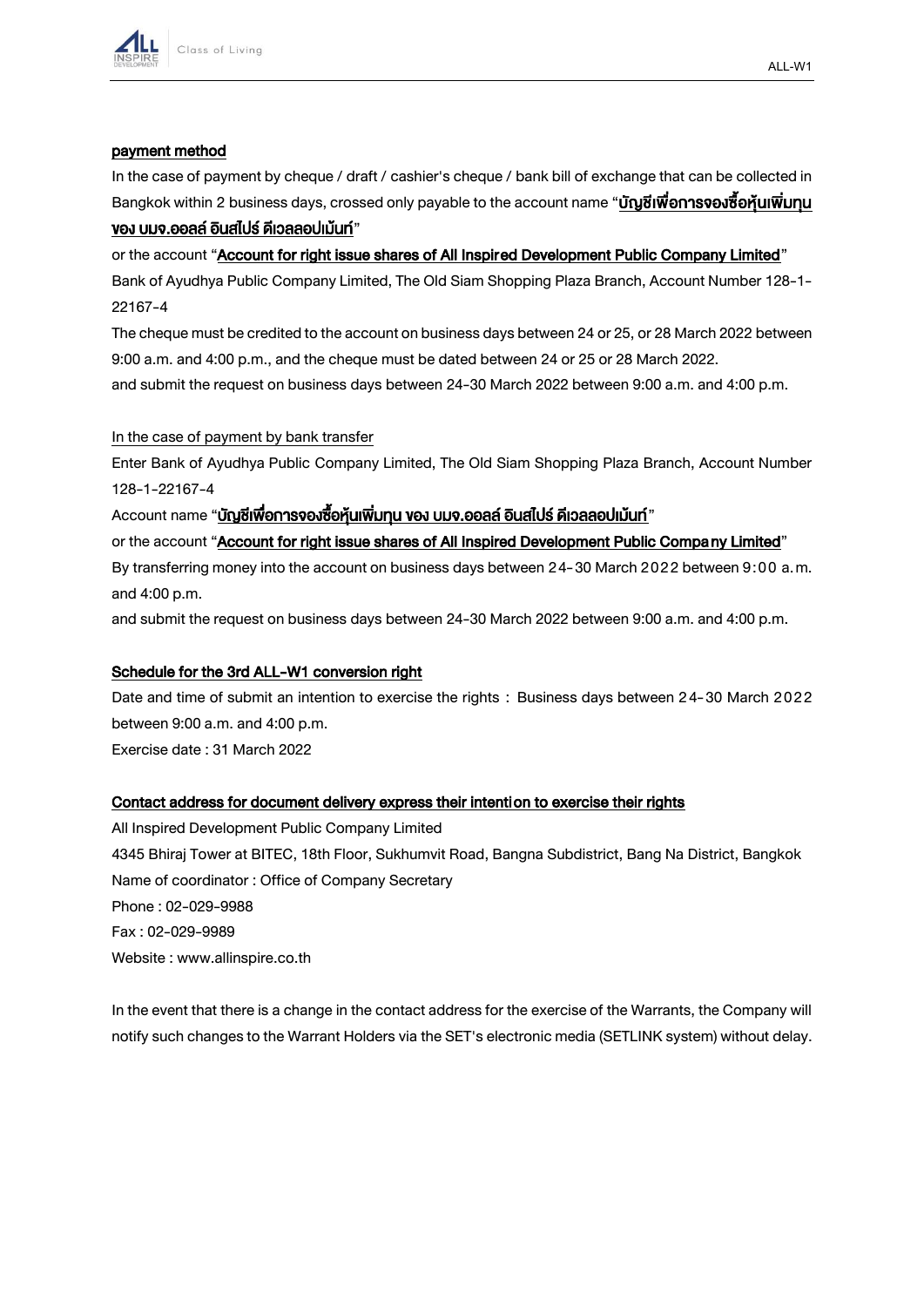**payment method**

In the case of payment by cheque / draft / cashier's cheque / bank bill of exchange that can be collected in Bangkok within 2 business days, crossed only payable to the account name "**บัญชีเพื่อการจองซื้อหุ้นเพิ่มทุน ของ บมจ.ออลล์ อินสไปร์ ดีเวลลอปเม้นท์**"

or the account "**Account for right issue shares of All Inspired Development Public Company Limited**"

Bank of Ayudhya Public Company Limited, The Old Siam Shopping Plaza Branch, Account Number 128-1-22167-4

The cheque must be credited to the account on business days between 24 or 25, or 28 March 2022 between 9:00 a.m. and 4:00 p.m., and the cheque must be dated between 24 or 25 or 28 March 2022.

and submit the request on business days between 24-30 March 2022 between 9:00 a.m. and 4:00 p.m.

In the case of payment by bank transfer

Enter Bank of Ayudhya Public Company Limited, The Old Siam Shopping Plaza Branch, Account Number 128-1-22167-4

Account name "**บัญชีเพื่อการจองซื้อหุ้นเพิ่มทุน ของ บมจ.ออลล์ อินสไปร์ ดีเวลลอปเม้นท์**"

or the account "**Account for right issue shares of All Inspired Development Public Company Limited**"

By transferring money into the account on business days between 24-30 March 2022 between 9:00 a.m. and 4:00 p.m.

and submit the request on business days between 24-30 March 2022 between 9:00 a.m. and 4:00 p.m.

**Schedule for the 3rd ALL-W1 conversion right**

Date and time of submit an intention to exercise the rights : Business days between 24-30 March 2022 between 9:00 a.m. and 4:00 p.m.

Exercise date : 31 March 2022

**Contact address for document delivery express their intention to exercise their rights**

All Inspired Development Public Company Limited

4345 Bhiraj Tower at BITEC, 18th Floor, Sukhumvit Road, Bangna Subdistrict, Bang Na District, Bangkok

Name of coordinator : Office of Company Secretary

Phone : 02-029-9988

Fax : 02-029-9989

Website : www.allinspire.co.th

In the event that there is a change in the contact address for the exercise of the Warrants, the Company will notify such changes to the Warrant Holders via the SET's electronic media (SETLINK system) without delay.